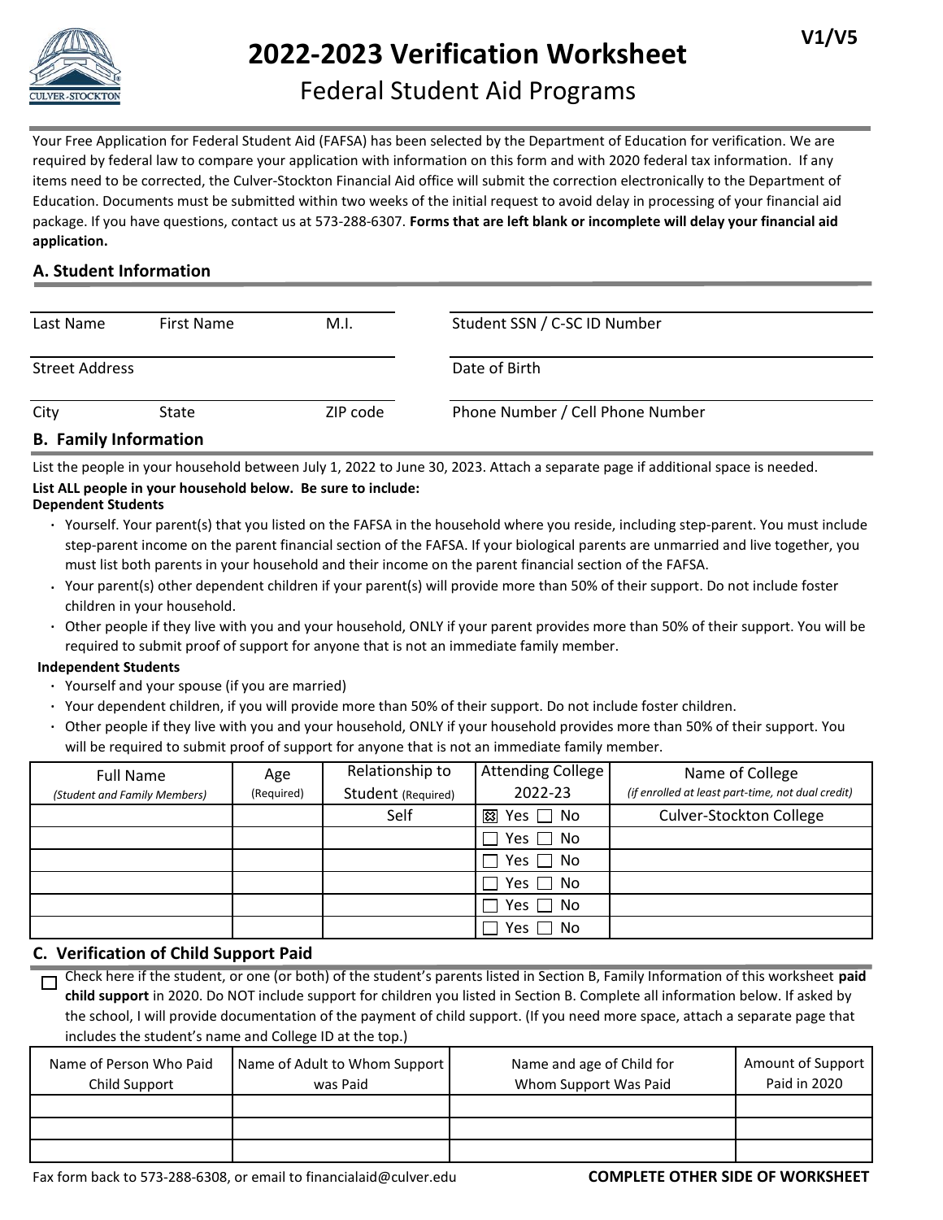V1/V5

# 2022-2023 Verification Worksheet

## Federal Student Aid Programs

Your Free Application for Federal Student Aid (FAFSA) has been selected by the Department of Education for verification. We are required by federal law to compare your application with information on this form and with 2020 federal tax information. If any items need to be corrected, the Culver-Stockton Financial Aid office will submit the correction electronically to the Department of Education. Documents must be submitted within two weeks of the initial request to avoid delay in processing of your financial aid package. If you have questions, contact us at 573-288-6307. **Forms that are left blank or incomplete will delay your financial aid application.**

### A. Student Information

Last Name First Name M.I. | Student SSN / C-SC ID Number

Street Address | Date of Birth

City State ZIP code | Phone Number / Cell Phone Number

### B. Family Information

List the people in your household between July 1, 2022 to June 30, 2023. Attach a separate page if additional space is needed.

**List ALL people in your household below. Be sure to include:**

**Dependent Students**

- Yourself. Your parent(s) that you listed on the FAFSA in the household where you reside, including step-parent. You must include step-parent income on the parent financial section of the FAFSA. If your biological parents are unmarried and live together, you must list both parents in your household and their income on the parent financial section of the FAFSA.
- Your parent(s) other dependent children if your parent(s) will provide more than 50% of their support. Do not include foster children in your household.
- Other people if they live with you and your household, ONLY if your parent provides more than 50% of their support. You will be required to submit proof of support for anyone that is not an immediate family member.

**Independent Students**

- Yourself and your spouse (if you are married)
- Your dependent children, if you will provide more than 50% of their support. Do not include foster children.
- Other people if they live with you and your household, ONLY if your household provides more than 50% of their support. You will be required to submit proof of support for anyone that is not an immediate family member.

| Full Name *(Student and Family Members)* | Age (Required) | Relationship to Student (Required) | Attending College 2022-23 | Name of College *(if enrolled at least part-time, not dual credit)* |
|---|---|---|---|---|
| | | Self | ☒ Yes ☐ No | Culver-Stockton College |
| | | | ☐ Yes ☐ No | |
| | | | ☐ Yes ☐ No | |
| | | | ☐ Yes ☐ No | |
| | | | ☐ Yes ☐ No | |
| | | | ☐ Yes ☐ No | |

### C. Verification of Child Support Paid

☐ Check here if the student, or one (or both) of the student's parents listed in Section B, Family Information of this worksheet **paid child support** in 2020. Do NOT include support for children you listed in Section B. Complete all information below. If asked by the school, I will provide documentation of the payment of child support. (If you need more space, attach a separate page that includes the student's name and College ID at the top.)

| Name of Person Who Paid Child Support | Name of Adult to Whom Support was Paid | Name and age of Child for Whom Support Was Paid | Amount of Support Paid in 2020 |
|---|---|---|---|
| | | | |
| | | | |
| | | | |

Fax form back to 573-288-6308, or email to financialaid@culver.edu

**COMPLETE OTHER SIDE OF WORKSHEET**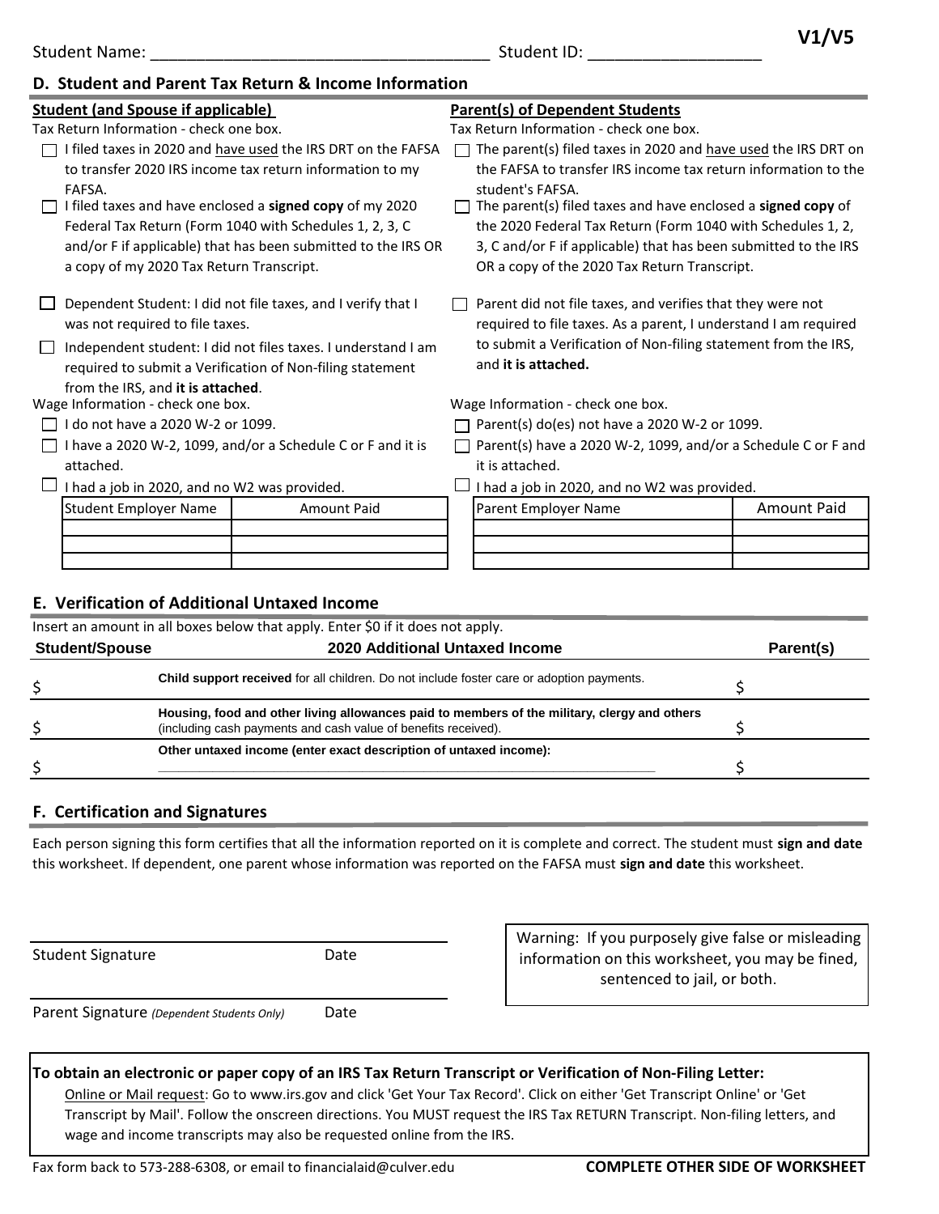Student Name: ____________________________________ Student ID: __________________

V1/V5

## D. Student and Parent Tax Return & Income Information

### Student (and Spouse if applicable)

Tax Return Information - check one box.

- ☐ I filed taxes in 2020 and have used the IRS DRT on the FAFSA to transfer 2020 IRS income tax return information to my FAFSA.
- ☐ I filed taxes and have enclosed a **signed copy** of my 2020 Federal Tax Return (Form 1040 with Schedules 1, 2, 3, C and/or F if applicable) that has been submitted to the IRS OR a copy of my 2020 Tax Return Transcript.
- ☐ Dependent Student: I did not file taxes, and I verify that I was not required to file taxes.
- ☐ Independent student: I did not files taxes. I understand I am required to submit a Verification of Non-filing statement from the IRS, and **it is attached**.

Wage Information - check one box.

- ☐ I do not have a 2020 W-2 or 1099.
- ☐ I have a 2020 W-2, 1099, and/or a Schedule C or F and it is attached.
- ☐ I had a job in 2020, and no W2 was provided.

| Student Employer Name | Amount Paid |
|---|---|
| | |
| | |
| | |

### Parent(s) of Dependent Students

Tax Return Information - check one box.

- ☐ The parent(s) filed taxes in 2020 and have used the IRS DRT on the FAFSA to transfer IRS income tax return information to the student's FAFSA.
- ☐ The parent(s) filed taxes and have enclosed a **signed copy** of the 2020 Federal Tax Return (Form 1040 with Schedules 1, 2, 3, C and/or F if applicable) that has been submitted to the IRS OR a copy of the 2020 Tax Return Transcript.
- ☐ Parent did not file taxes, and verifies that they were not required to file taxes. As a parent, I understand I am required to submit a Verification of Non-filing statement from the IRS, and **it is attached.**

Wage Information - check one box.

- ☐ Parent(s) do(es) not have a 2020 W-2 or 1099.
- ☐ Parent(s) have a 2020 W-2, 1099, and/or a Schedule C or F and it is attached.
- ☐ I had a job in 2020, and no W2 was provided.

| Parent Employer Name | Amount Paid |
|---|---|
| | |
| | |
| | |

## E. Verification of Additional Untaxed Income

Insert an amount in all boxes below that apply. Enter $0 if it does not apply.

| Student/Spouse | 2020 Additional Untaxed Income | Parent(s) |
|---|---|---|
| $ | **Child support received** for all children. Do not include foster care or adoption payments. | $ |
| $ | **Housing, food and other living allowances paid to members of the military, clergy and others** (including cash payments and cash value of benefits received). | $ |
| $ | **Other untaxed income (enter exact description of untaxed income):** ______________________ | $ |

## F. Certification and Signatures

Each person signing this form certifies that all the information reported on it is complete and correct. The student must **sign and date** this worksheet. If dependent, one parent whose information was reported on the FAFSA must **sign and date** this worksheet.

______________________________________
Student Signature Date

______________________________________
Parent Signature *(Dependent Students Only)* Date

Warning: If you purposely give false or misleading information on this worksheet, you may be fined, sentenced to jail, or both.

**To obtain an electronic or paper copy of an IRS Tax Return Transcript or Verification of Non-Filing Letter:**

Online or Mail request: Go to www.irs.gov and click 'Get Your Tax Record'. Click on either 'Get Transcript Online' or 'Get Transcript by Mail'. Follow the onscreen directions. You MUST request the IRS Tax RETURN Transcript. Non-filing letters, and wage and income transcripts may also be requested online from the IRS.

Fax form back to 573-288-6308, or email to financialaid@culver.edu

**COMPLETE OTHER SIDE OF WORKSHEET**